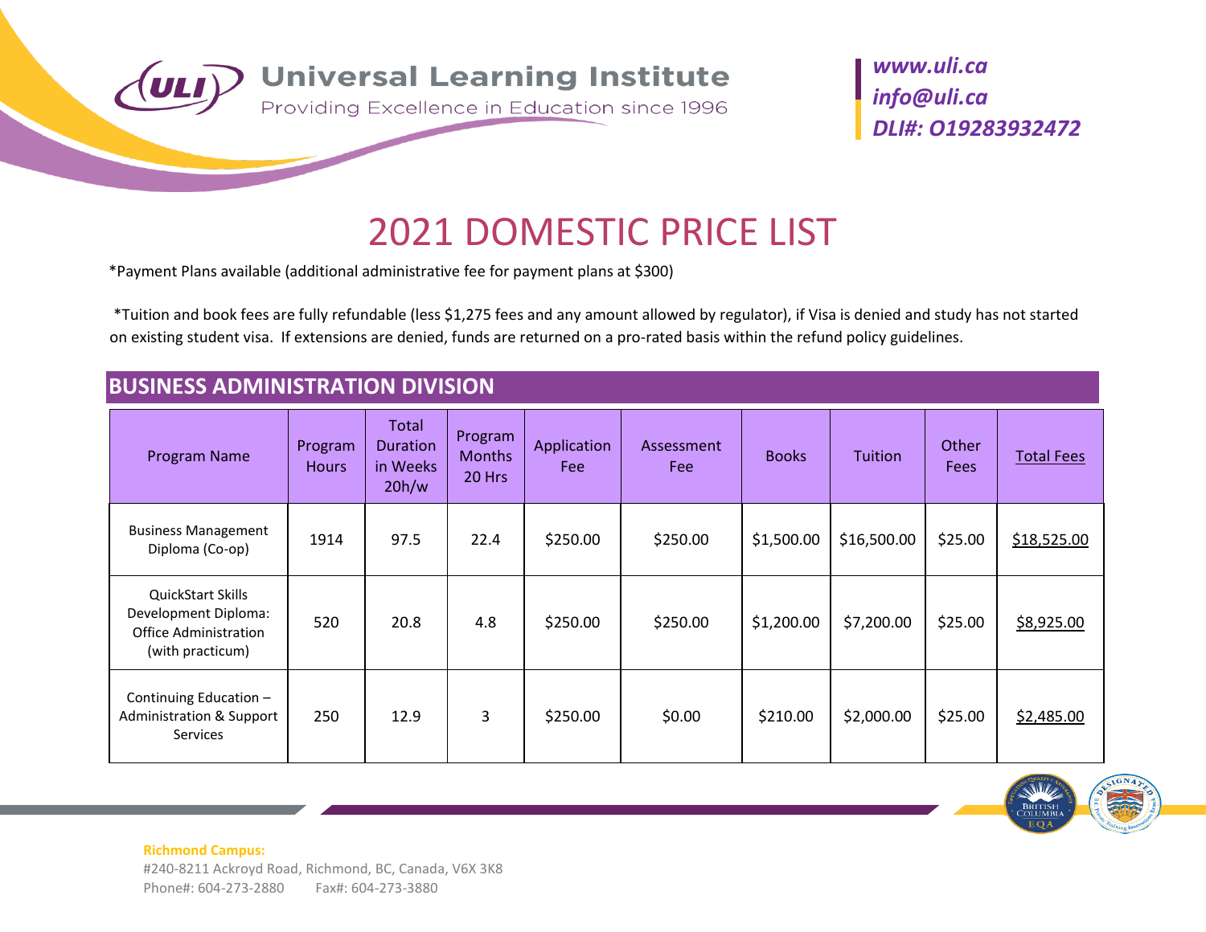Universal Learning Institute

Providing Excellence in Education since 1996

*www.uli.ca*
*info@uli.ca*
*DLI#: O19283932472*

# 2021 DOMESTIC PRICE LIST

*Payment Plans available (additional administrative fee for payment plans at $300)

*Tuition and book fees are fully refundable (less $1,275 fees and any amount allowed by regulator), if Visa is denied and study has not started on existing student visa. If extensions are denied, funds are returned on a pro-rated basis within the refund policy guidelines.

## BUSINESS ADMINISTRATION DIVISION

| Program Name | Program Hours | Total Duration in Weeks 20h/w | Program Months 20 Hrs | Application Fee | Assessment Fee | Books | Tuition | Other Fees | Total Fees |
|---|---|---|---|---|---|---|---|---|---|
| Business Management Diploma (Co-op) | 1914 | 97.5 | 22.4 | $250.00 | $250.00 | $1,500.00 | $16,500.00 | $25.00 | $18,525.00 |
| QuickStart Skills Development Diploma: Office Administration (with practicum) | 520 | 20.8 | 4.8 | $250.00 | $250.00 | $1,200.00 | $7,200.00 | $25.00 | $8,925.00 |
| Continuing Education – Administration & Support Services | 250 | 12.9 | 3 | $250.00 | $0.00 | $210.00 | $2,000.00 | $25.00 | $2,485.00 |

**Richmond Campus:**
#240-8211 Ackroyd Road, Richmond, BC, Canada, V6X 3K8
Phone#: 604-273-2880 Fax#: 604-273-3880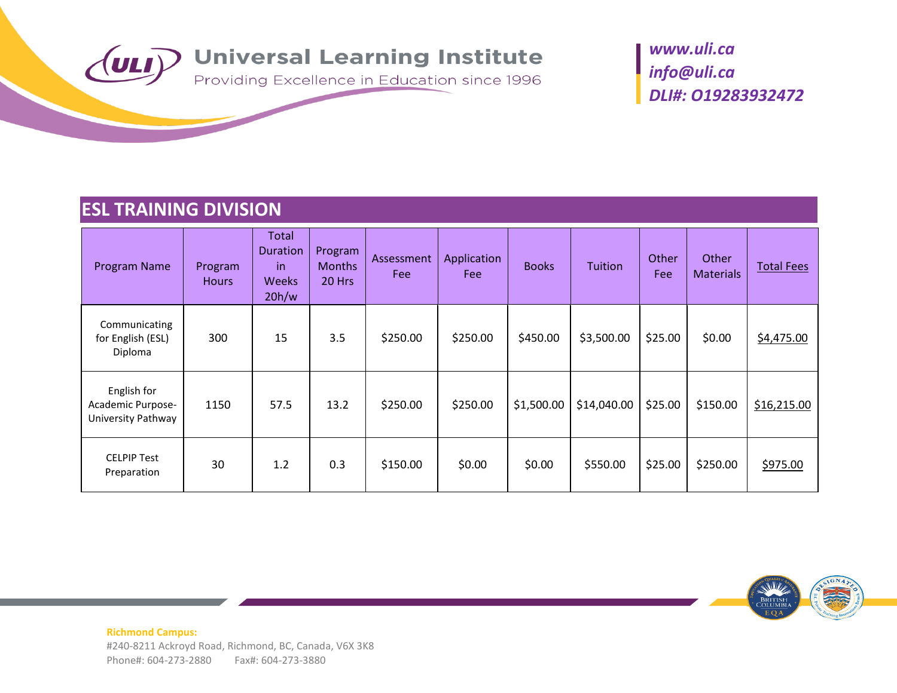# Universal Learning Institute

Providing Excellence in Education since 1996

*www.uli.ca*
*info@uli.ca*
*DLI#: O19283932472*

## ESL TRAINING DIVISION

| Program Name | Program Hours | Total Duration in Weeks 20h/w | Program Months 20 Hrs | Assessment Fee | Application Fee | Books | Tuition | Other Fee | Other Materials | Total Fees |
|---|---|---|---|---|---|---|---|---|---|---|
| Communicating for English (ESL) Diploma | 300 | 15 | 3.5 | $250.00 | $250.00 | $450.00 | $3,500.00 | $25.00 | $0.00 | $4,475.00 |
| English for Academic Purpose- University Pathway | 1150 | 57.5 | 13.2 | $250.00 | $250.00 | $1,500.00 | $14,040.00 | $25.00 | $150.00 | $16,215.00 |
| CELPIP Test Preparation | 30 | 1.2 | 0.3 | $150.00 | $0.00 | $0.00 | $550.00 | $25.00 | $250.00 | $975.00 |

**Richmond Campus:**
#240-8211 Ackroyd Road, Richmond, BC, Canada, V6X 3K8
Phone#: 604-273-2880 Fax#: 604-273-3880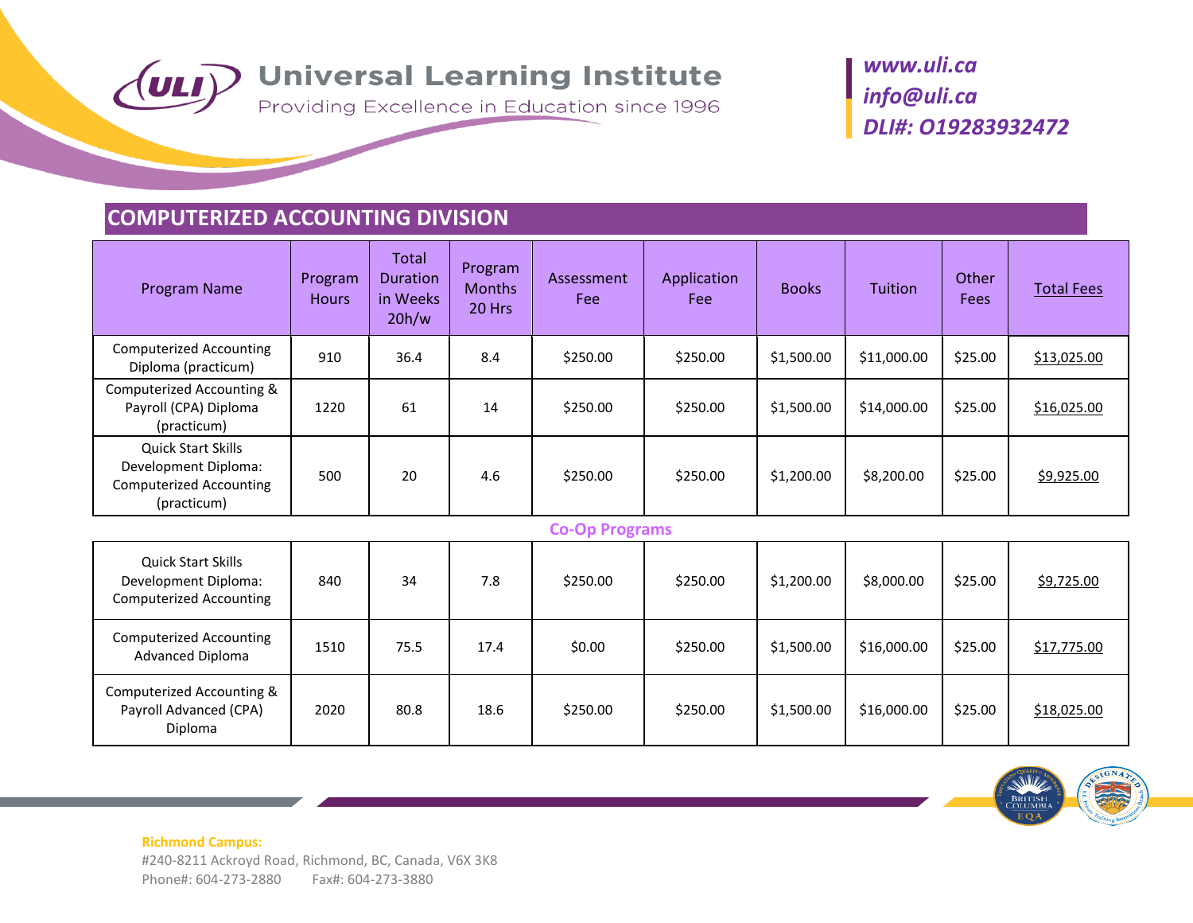# Universal Learning Institute

Providing Excellence in Education since 1996

*www.uli.ca*
*info@uli.ca*
*DLI#: O19283932472*

## COMPUTERIZED ACCOUNTING DIVISION

| Program Name | Program Hours | Total Duration in Weeks 20h/w | Program Months 20 Hrs | Assessment Fee | Application Fee | Books | Tuition | Other Fees | Total Fees |
|---|---|---|---|---|---|---|---|---|---|
| Computerized Accounting Diploma (practicum) | 910 | 36.4 | 8.4 | $250.00 | $250.00 | $1,500.00 | $11,000.00 | $25.00 | $13,025.00 |
| Computerized Accounting & Payroll (CPA) Diploma (practicum) | 1220 | 61 | 14 | $250.00 | $250.00 | $1,500.00 | $14,000.00 | $25.00 | $16,025.00 |
| Quick Start Skills Development Diploma: Computerized Accounting (practicum) | 500 | 20 | 4.6 | $250.00 | $250.00 | $1,200.00 | $8,200.00 | $25.00 | $9,925.00 |
| **Co-Op Programs** | | | | | | | | | |
| Quick Start Skills Development Diploma: Computerized Accounting | 840 | 34 | 7.8 | $250.00 | $250.00 | $1,200.00 | $8,000.00 | $25.00 | $9,725.00 |
| Computerized Accounting Advanced Diploma | 1510 | 75.5 | 17.4 | $0.00 | $250.00 | $1,500.00 | $16,000.00 | $25.00 | $17,775.00 |
| Computerized Accounting & Payroll Advanced (CPA) Diploma | 2020 | 80.8 | 18.6 | $250.00 | $250.00 | $1,500.00 | $16,000.00 | $25.00 | $18,025.00 |

**Richmond Campus:**
#240-8211 Ackroyd Road, Richmond, BC, Canada, V6X 3K8
Phone#: 604-273-2880 Fax#: 604-273-3880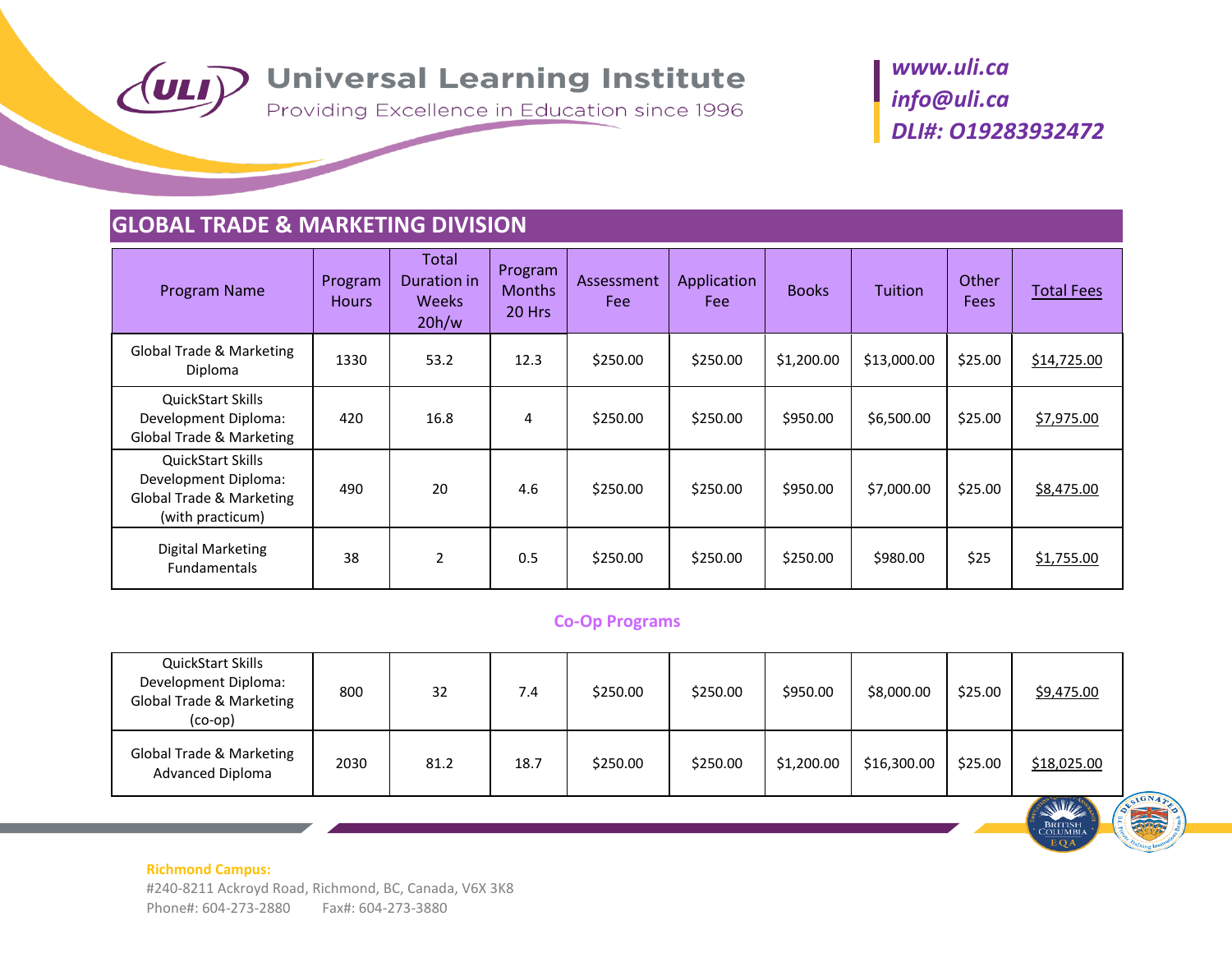# Universal Learning Institute

Providing Excellence in Education since 1996

*www.uli.ca*
*info@uli.ca*
*DLI#: O19283932472*

## GLOBAL TRADE & MARKETING DIVISION

| Program Name | Program Hours | Total Duration in Weeks 20h/w | Program Months 20 Hrs | Assessment Fee | Application Fee | Books | Tuition | Other Fees | Total Fees |
|---|---|---|---|---|---|---|---|---|---|
| Global Trade & Marketing Diploma | 1330 | 53.2 | 12.3 | $250.00 | $250.00 | $1,200.00 | $13,000.00 | $25.00 | $14,725.00 |
| QuickStart Skills Development Diploma: Global Trade & Marketing | 420 | 16.8 | 4 | $250.00 | $250.00 | $950.00 | $6,500.00 | $25.00 | $7,975.00 |
| QuickStart Skills Development Diploma: Global Trade & Marketing (with practicum) | 490 | 20 | 4.6 | $250.00 | $250.00 | $950.00 | $7,000.00 | $25.00 | $8,475.00 |
| Digital Marketing Fundamentals | 38 | 2 | 0.5 | $250.00 | $250.00 | $250.00 | $980.00 | $25 | $1,755.00 |

### Co-Op Programs

| Program Name | Program Hours | Total Duration in Weeks 20h/w | Program Months 20 Hrs | Assessment Fee | Application Fee | Books | Tuition | Other Fees | Total Fees |
|---|---|---|---|---|---|---|---|---|---|
| QuickStart Skills Development Diploma: Global Trade & Marketing (co-op) | 800 | 32 | 7.4 | $250.00 | $250.00 | $950.00 | $8,000.00 | $25.00 | $9,475.00 |
| Global Trade & Marketing Advanced Diploma | 2030 | 81.2 | 18.7 | $250.00 | $250.00 | $1,200.00 | $16,300.00 | $25.00 | $18,025.00 |

**Richmond Campus:**
#240-8211 Ackroyd Road, Richmond, BC, Canada, V6X 3K8
Phone#: 604-273-2880 Fax#: 604-273-3880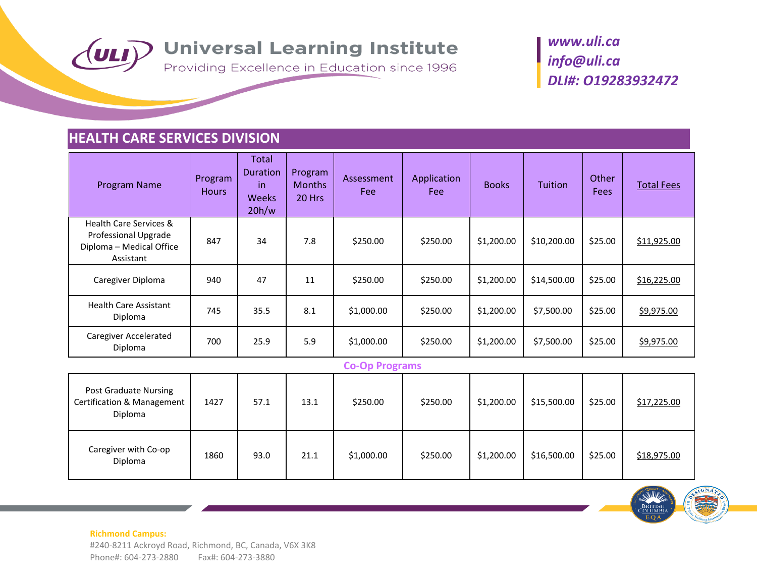# Universal Learning Institute

Providing Excellence in Education since 1996

*www.uli.ca*
*info@uli.ca*
*DLI#: O19283932472*

## HEALTH CARE SERVICES DIVISION

| Program Name | Program Hours | Total Duration in Weeks 20h/w | Program Months 20 Hrs | Assessment Fee | Application Fee | Books | Tuition | Other Fees | Total Fees |
|---|---|---|---|---|---|---|---|---|---|
| Health Care Services & Professional Upgrade Diploma – Medical Office Assistant | 847 | 34 | 7.8 | $250.00 | $250.00 | $1,200.00 | $10,200.00 | $25.00 | $11,925.00 |
| Caregiver Diploma | 940 | 47 | 11 | $250.00 | $250.00 | $1,200.00 | $14,500.00 | $25.00 | $16,225.00 |
| Health Care Assistant Diploma | 745 | 35.5 | 8.1 | $1,000.00 | $250.00 | $1,200.00 | $7,500.00 | $25.00 | $9,975.00 |
| Caregiver Accelerated Diploma | 700 | 25.9 | 5.9 | $1,000.00 | $250.00 | $1,200.00 | $7,500.00 | $25.00 | $9,975.00 |
| **Co-Op Programs** | | | | | | | | | |
| Post Graduate Nursing Certification & Management Diploma | 1427 | 57.1 | 13.1 | $250.00 | $250.00 | $1,200.00 | $15,500.00 | $25.00 | $17,225.00 |
| Caregiver with Co-op Diploma | 1860 | 93.0 | 21.1 | $1,000.00 | $250.00 | $1,200.00 | $16,500.00 | $25.00 | $18,975.00 |

**Richmond Campus:**
#240-8211 Ackroyd Road, Richmond, BC, Canada, V6X 3K8
Phone#: 604-273-2880 Fax#: 604-273-3880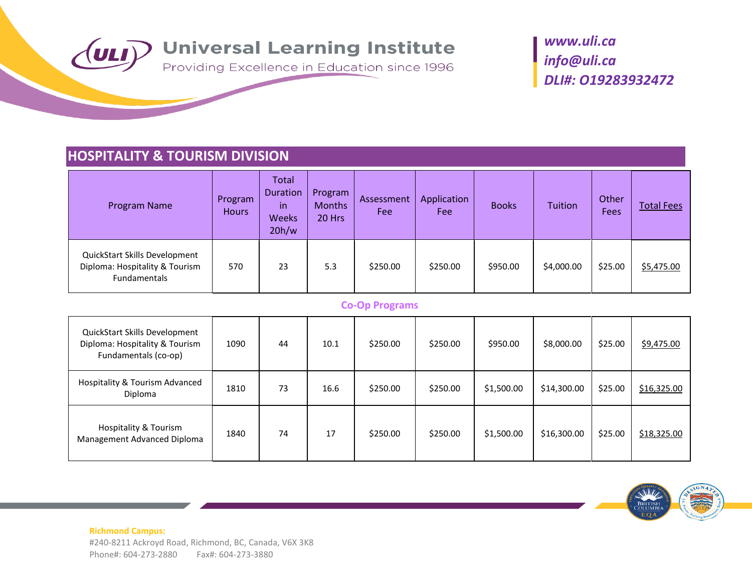# Universal Learning Institute

Providing Excellence in Education since 1996

*www.uli.ca*
*info@uli.ca*
*DLI#: O19283932472*

## HOSPITALITY & TOURISM DIVISION

| Program Name | Program Hours | Total Duration in Weeks 20h/w | Program Months 20 Hrs | Assessment Fee | Application Fee | Books | Tuition | Other Fees | Total Fees |
|---|---|---|---|---|---|---|---|---|---|
| QuickStart Skills Development Diploma: Hospitality & Tourism Fundamentals | 570 | 23 | 5.3 | $250.00 | $250.00 | $950.00 | $4,000.00 | $25.00 | $5,475.00 |
| **Co-Op Programs** | | | | | | | | | |
| QuickStart Skills Development Diploma: Hospitality & Tourism Fundamentals (co-op) | 1090 | 44 | 10.1 | $250.00 | $250.00 | $950.00 | $8,000.00 | $25.00 | $9,475.00 |
| Hospitality & Tourism Advanced Diploma | 1810 | 73 | 16.6 | $250.00 | $250.00 | $1,500.00 | $14,300.00 | $25.00 | $16,325.00 |
| Hospitality & Tourism Management Advanced Diploma | 1840 | 74 | 17 | $250.00 | $250.00 | $1,500.00 | $16,300.00 | $25.00 | $18,325.00 |

**Richmond Campus:**
#240-8211 Ackroyd Road, Richmond, BC, Canada, V6X 3K8
Phone#: 604-273-2880 Fax#: 604-273-3880